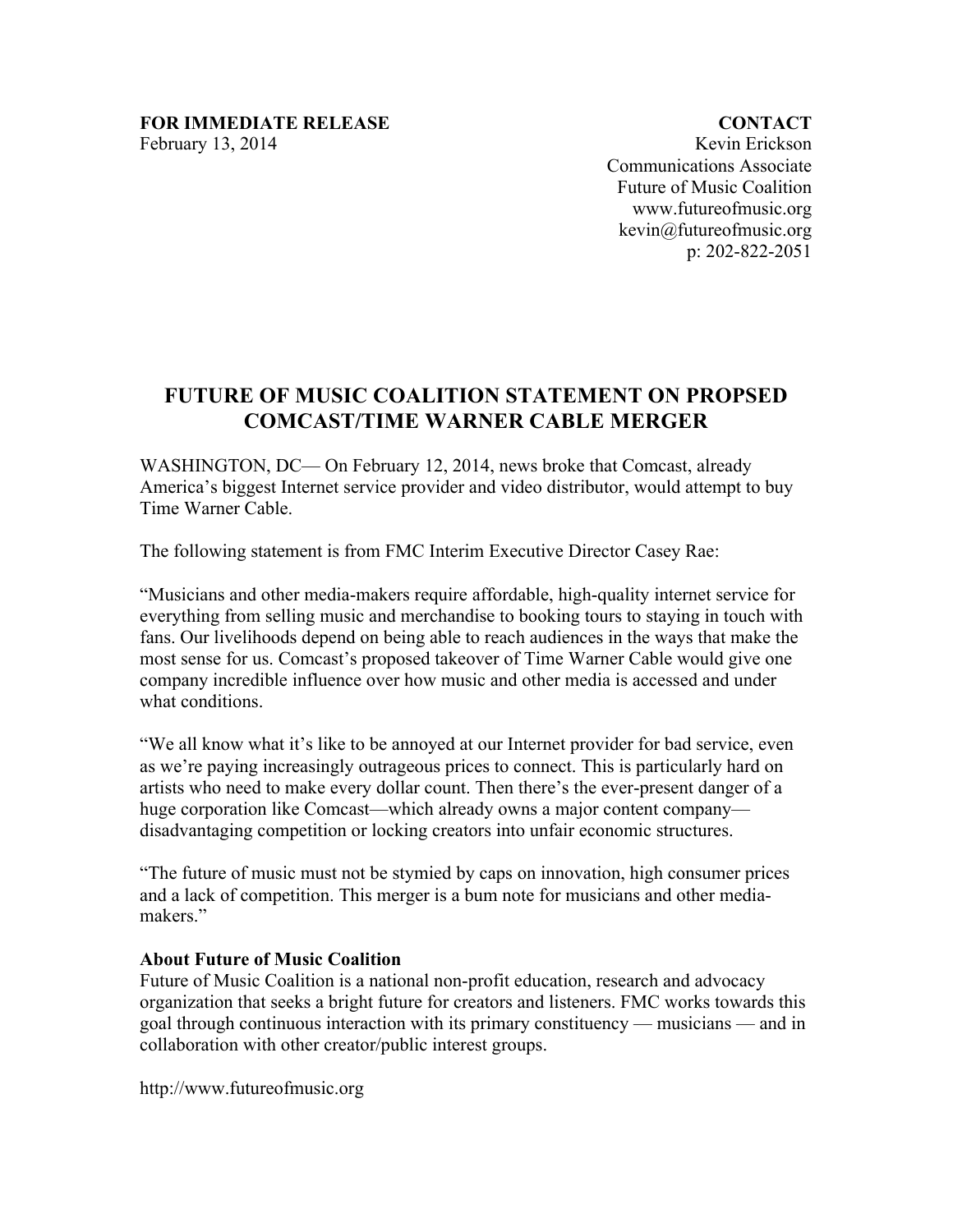**FOR IMMEDIATE RELEASE**
February 13, 2014

**CONTACT**
Kevin Erickson
Communications Associate
Future of Music Coalition
www.futureofmusic.org
kevin@futureofmusic.org
p: 202-822-2051

## FUTURE OF MUSIC COALITION STATEMENT ON PROPSED COMCAST/TIME WARNER CABLE MERGER

WASHINGTON, DC— On February 12, 2014, news broke that Comcast, already America's biggest Internet service provider and video distributor, would attempt to buy Time Warner Cable.

The following statement is from FMC Interim Executive Director Casey Rae:

"Musicians and other media-makers require affordable, high-quality internet service for everything from selling music and merchandise to booking tours to staying in touch with fans. Our livelihoods depend on being able to reach audiences in the ways that make the most sense for us. Comcast's proposed takeover of Time Warner Cable would give one company incredible influence over how music and other media is accessed and under what conditions.

"We all know what it's like to be annoyed at our Internet provider for bad service, even as we're paying increasingly outrageous prices to connect. This is particularly hard on artists who need to make every dollar count. Then there's the ever-present danger of a huge corporation like Comcast—which already owns a major content company—disadvantaging competition or locking creators into unfair economic structures.

"The future of music must not be stymied by caps on innovation, high consumer prices and a lack of competition. This merger is a bum note for musicians and other media-makers."

**About Future of Music Coalition**
Future of Music Coalition is a national non-profit education, research and advocacy organization that seeks a bright future for creators and listeners. FMC works towards this goal through continuous interaction with its primary constituency — musicians — and in collaboration with other creator/public interest groups.

http://www.futureofmusic.org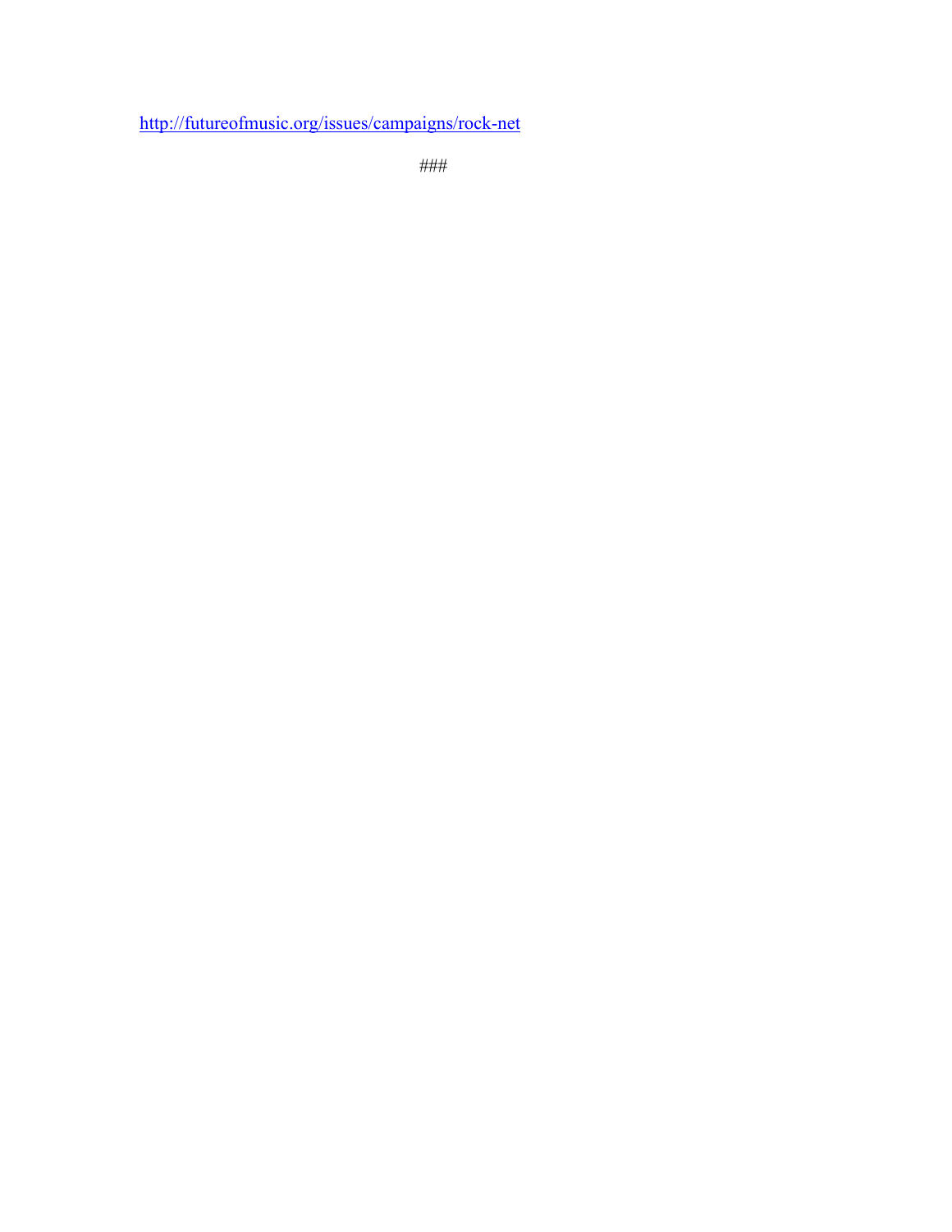http://futureofmusic.org/issues/campaigns/rock-net

###